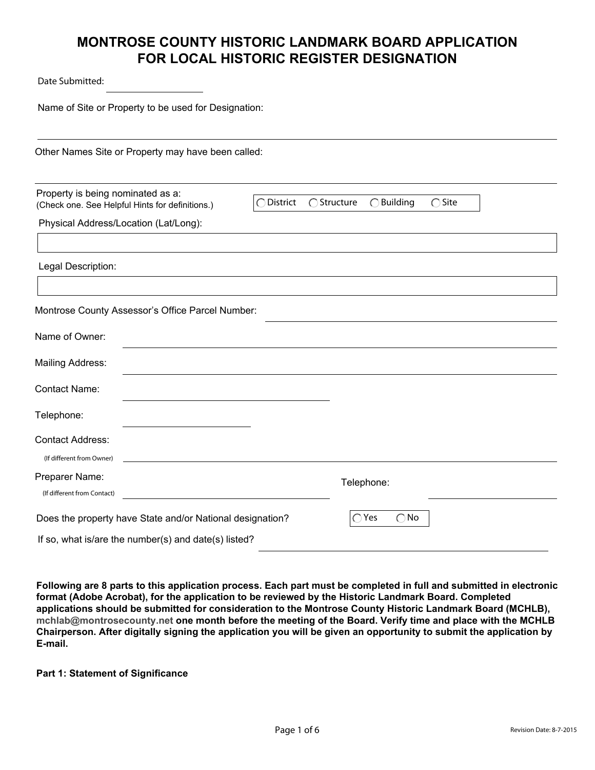# MONTROSE COUNTY HISTORIC LANDMARK BOARD APPLICATION FOR LOCAL HISTORIC REGISTER DESIGNATION

Date Submitted: ____________________

Name of Site or Property to be used for Designation:

_______________________________________________

Other Names Site or Property may have been called:

_______________________________________________

Property is being nominated as a:
(Check one. See Helpful Hints for definitions.)

○ District ○ Structure ○ Building ○ Site

Physical Address/Location (Lat/Long):

_______________________________________________

Legal Description:

_______________________________________________

Montrose County Assessor's Office Parcel Number: ____________________

Name of Owner: ____________________

Mailing Address: ____________________

Contact Name: ____________________

Telephone: ____________________

Contact Address:
(If different from Owner) ____________________

Preparer Name:
(If different from Contact) ____________________ Telephone: ____________________

Does the property have State and/or National designation? ○ Yes ○ No

If so, what is/are the number(s) and date(s) listed? ____________________

**Following are 8 parts to this application process. Each part must be completed in full and submitted in electronic format (Adobe Acrobat), for the application to be reviewed by the Historic Landmark Board. Completed applications should be submitted for consideration to the Montrose County Historic Landmark Board (MCHLB), mchlab@montrosecounty.net one month before the meeting of the Board. Verify time and place with the MCHLB Chairperson. After digitally signing the application you will be given an opportunity to submit the application by E-mail.**

**Part 1: Statement of Significance**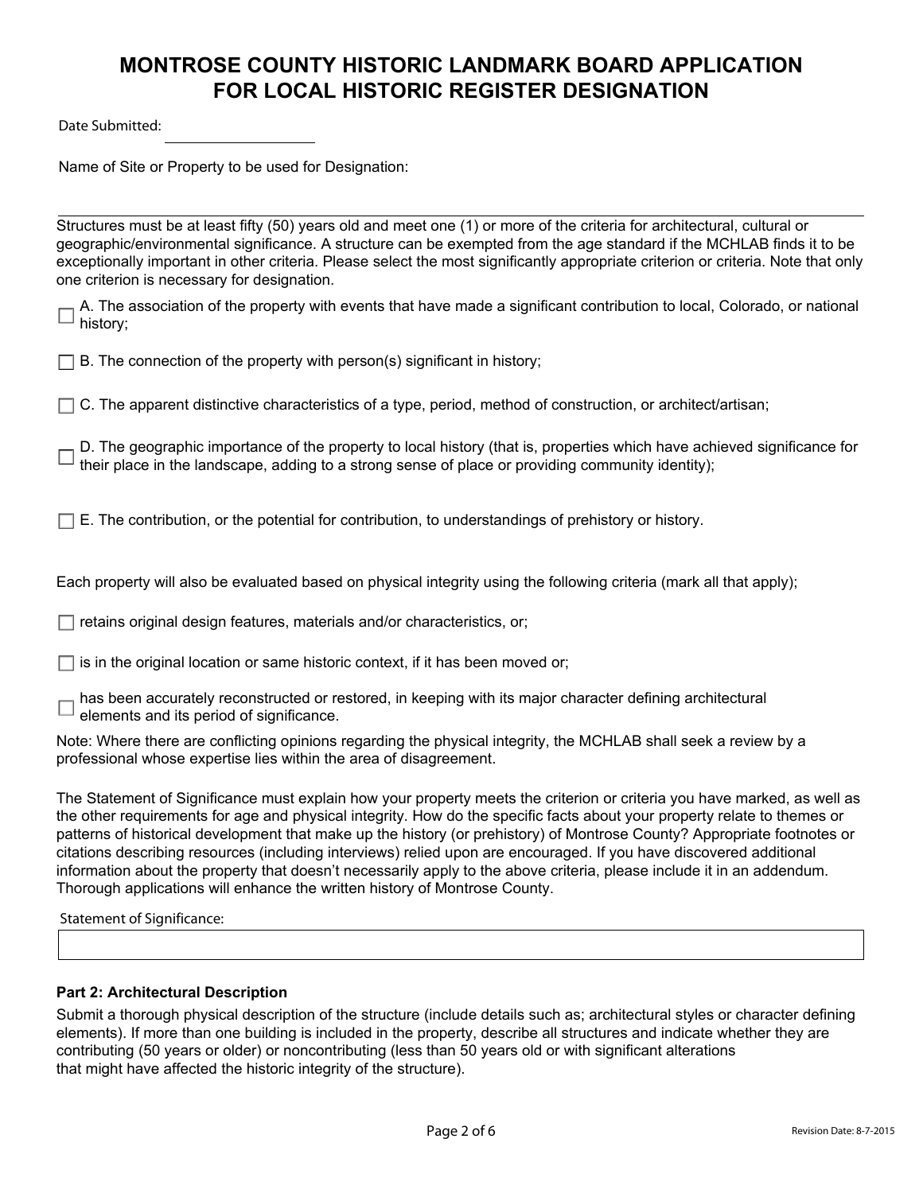# MONTROSE COUNTY HISTORIC LANDMARK BOARD APPLICATION FOR LOCAL HISTORIC REGISTER DESIGNATION

Date Submitted: ____________________

Name of Site or Property to be used for Designation:

---

Structures must be at least fifty (50) years old and meet one (1) or more of the criteria for architectural, cultural or geographic/environmental significance. A structure can be exempted from the age standard if the MCHLAB finds it to be exceptionally important in other criteria. Please select the most significantly appropriate criterion or criteria. Note that only one criterion is necessary for designation.

- ☐ A. The association of the property with events that have made a significant contribution to local, Colorado, or national history;
- ☐ B. The connection of the property with person(s) significant in history;
- ☐ C. The apparent distinctive characteristics of a type, period, method of construction, or architect/artisan;
- ☐ D. The geographic importance of the property to local history (that is, properties which have achieved significance for their place in the landscape, adding to a strong sense of place or providing community identity);
- ☐ E. The contribution, or the potential for contribution, to understandings of prehistory or history.

Each property will also be evaluated based on physical integrity using the following criteria (mark all that apply);

- ☐ retains original design features, materials and/or characteristics, or;
- ☐ is in the original location or same historic context, if it has been moved or;
- ☐ has been accurately reconstructed or restored, in keeping with its major character defining architectural elements and its period of significance.

Note: Where there are conflicting opinions regarding the physical integrity, the MCHLAB shall seek a review by a professional whose expertise lies within the area of disagreement.

The Statement of Significance must explain how your property meets the criterion or criteria you have marked, as well as the other requirements for age and physical integrity. How do the specific facts about your property relate to themes or patterns of historical development that make up the history (or prehistory) of Montrose County? Appropriate footnotes or citations describing resources (including interviews) relied upon are encouraged. If you have discovered additional information about the property that doesn't necessarily apply to the above criteria, please include it in an addendum. Thorough applications will enhance the written history of Montrose County.

Statement of Significance:

| |
|---|
| |

**Part 2: Architectural Description**

Submit a thorough physical description of the structure (include details such as; architectural styles or character defining elements). If more than one building is included in the property, describe all structures and indicate whether they are contributing (50 years or older) or noncontributing (less than 50 years old or with significant alterations that might have affected the historic integrity of the structure).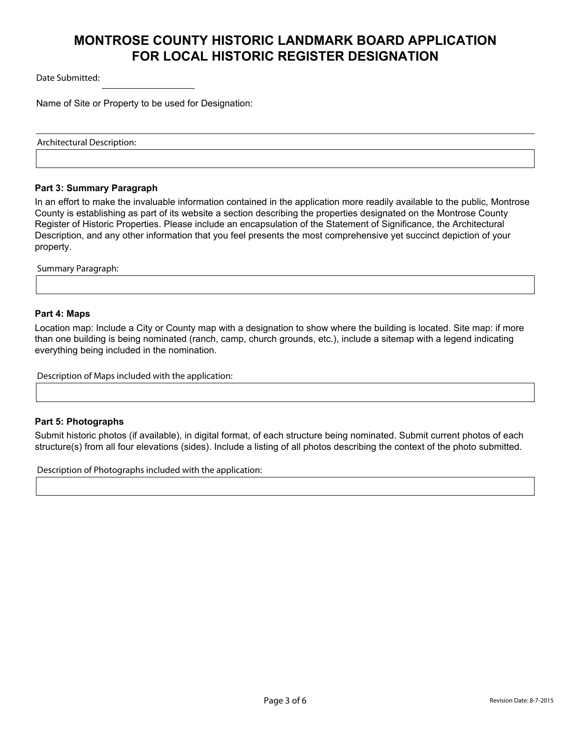# MONTROSE COUNTY HISTORIC LANDMARK BOARD APPLICATION FOR LOCAL HISTORIC REGISTER DESIGNATION

Date Submitted: ____________________

Name of Site or Property to be used for Designation:

---

Architectural Description:

### Part 3: Summary Paragraph

In an effort to make the invaluable information contained in the application more readily available to the public, Montrose County is establishing as part of its website a section describing the properties designated on the Montrose County Register of Historic Properties. Please include an encapsulation of the Statement of Significance, the Architectural Description, and any other information that you feel presents the most comprehensive yet succinct depiction of your property.

Summary Paragraph:

### Part 4: Maps

Location map: Include a City or County map with a designation to show where the building is located. Site map: if more than one building is being nominated (ranch, camp, church grounds, etc.), include a sitemap with a legend indicating everything being included in the nomination.

Description of Maps included with the application:

### Part 5: Photographs

Submit historic photos (if available), in digital format, of each structure being nominated. Submit current photos of each structure(s) from all four elevations (sides). Include a listing of all photos describing the context of the photo submitted.

Description of Photographs included with the application:

Revision Date: 8-7-2015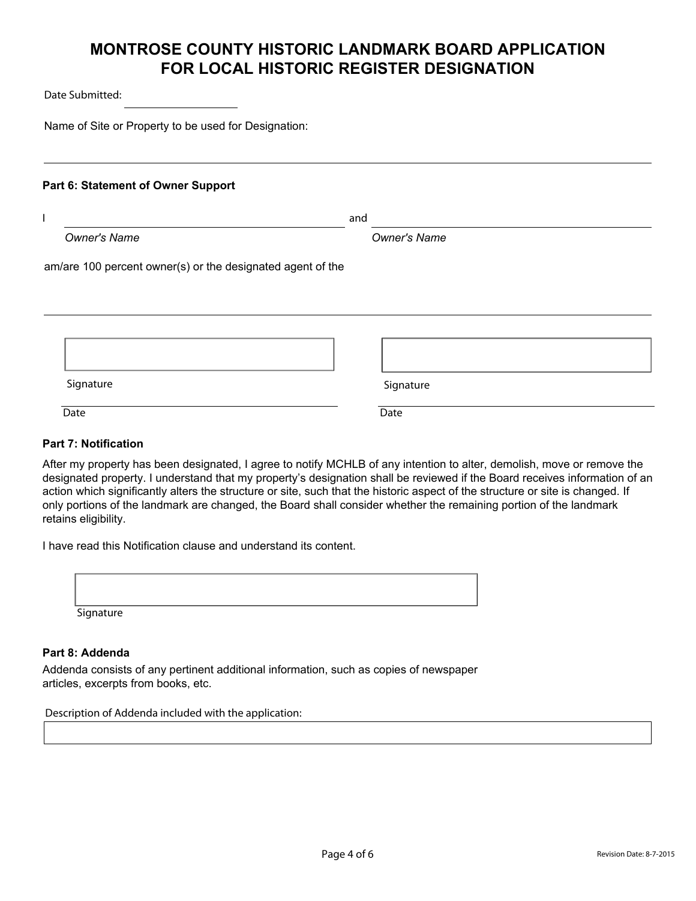# MONTROSE COUNTY HISTORIC LANDMARK BOARD APPLICATION FOR LOCAL HISTORIC REGISTER DESIGNATION

Date Submitted: ____________________

Name of Site or Property to be used for Designation:

______________________________________________________________________

**Part 6: Statement of Owner Support**

I ______________________________ and ______________________________

*Owner's Name* *Owner's Name*

am/are 100 percent owner(s) or the designated agent of the

______________________________________________________________________

Signature Signature

Date Date

**Part 7: Notification**

After my property has been designated, I agree to notify MCHLB of any intention to alter, demolish, move or remove the designated property. I understand that my property's designation shall be reviewed if the Board receives information of an action which significantly alters the structure or site, such that the historic aspect of the structure or site is changed. If only portions of the landmark are changed, the Board shall consider whether the remaining portion of the landmark retains eligibility.

I have read this Notification clause and understand its content.

Signature

**Part 8: Addenda**

Addenda consists of any pertinent additional information, such as copies of newspaper articles, excerpts from books, etc.

Description of Addenda included with the application: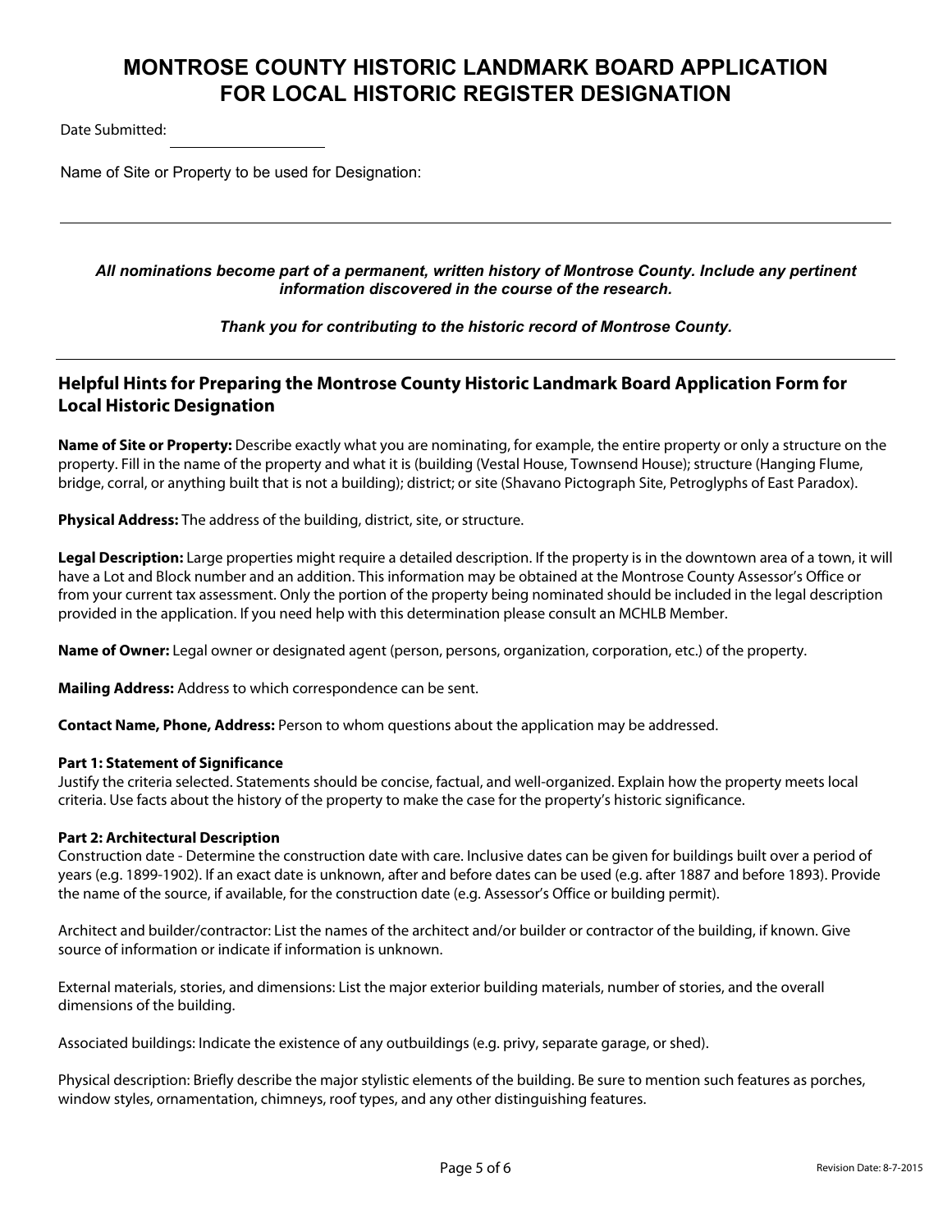# MONTROSE COUNTY HISTORIC LANDMARK BOARD APPLICATION FOR LOCAL HISTORIC REGISTER DESIGNATION

Date Submitted: ____________________

Name of Site or Property to be used for Designation:

______________________________________________________________________________

***All nominations become part of a permanent, written history of Montrose County. Include any pertinent information discovered in the course of the research.***

***Thank you for contributing to the historic record of Montrose County.***

---

## Helpful Hints for Preparing the Montrose County Historic Landmark Board Application Form for Local Historic Designation

**Name of Site or Property:** Describe exactly what you are nominating, for example, the entire property or only a structure on the property. Fill in the name of the property and what it is (building (Vestal House, Townsend House); structure (Hanging Flume, bridge, corral, or anything built that is not a building); district; or site (Shavano Pictograph Site, Petroglyphs of East Paradox).

**Physical Address:** The address of the building, district, site, or structure.

**Legal Description:** Large properties might require a detailed description. If the property is in the downtown area of a town, it will have a Lot and Block number and an addition. This information may be obtained at the Montrose County Assessor's Office or from your current tax assessment. Only the portion of the property being nominated should be included in the legal description provided in the application. If you need help with this determination please consult an MCHLB Member.

**Name of Owner:** Legal owner or designated agent (person, persons, organization, corporation, etc.) of the property.

**Mailing Address:** Address to which correspondence can be sent.

**Contact Name, Phone, Address:** Person to whom questions about the application may be addressed.

**Part 1: Statement of Significance**

Justify the criteria selected. Statements should be concise, factual, and well-organized. Explain how the property meets local criteria. Use facts about the history of the property to make the case for the property's historic significance.

**Part 2: Architectural Description**

Construction date - Determine the construction date with care. Inclusive dates can be given for buildings built over a period of years (e.g. 1899-1902). If an exact date is unknown, after and before dates can be used (e.g. after 1887 and before 1893). Provide the name of the source, if available, for the construction date (e.g. Assessor's Office or building permit).

Architect and builder/contractor: List the names of the architect and/or builder or contractor of the building, if known. Give source of information or indicate if information is unknown.

External materials, stories, and dimensions: List the major exterior building materials, number of stories, and the overall dimensions of the building.

Associated buildings: Indicate the existence of any outbuildings (e.g. privy, separate garage, or shed).

Physical description: Briefly describe the major stylistic elements of the building. Be sure to mention such features as porches, window styles, ornamentation, chimneys, roof types, and any other distinguishing features.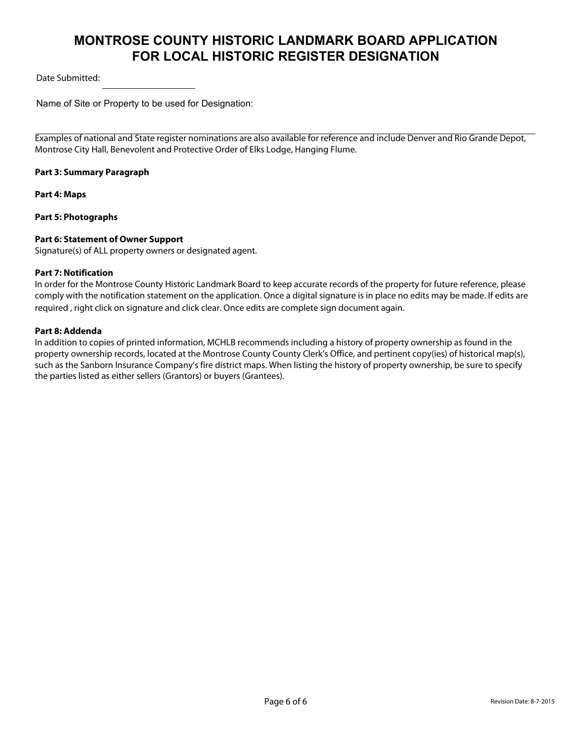# MONTROSE COUNTY HISTORIC LANDMARK BOARD APPLICATION FOR LOCAL HISTORIC REGISTER DESIGNATION

Date Submitted: ____________________

Name of Site or Property to be used for Designation:

Examples of national and State register nominations are also available for reference and include Denver and Rio Grande Depot, Montrose City Hall, Benevolent and Protective Order of Elks Lodge, Hanging Flume.

**Part 3: Summary Paragraph**

**Part 4: Maps**

**Part 5: Photographs**

**Part 6: Statement of Owner Support**
Signature(s) of ALL property owners or designated agent.

**Part 7: Notification**
In order for the Montrose County Historic Landmark Board to keep accurate records of the property for future reference, please comply with the notification statement on the application. Once a digital signature is in place no edits may be made. If edits are required , right click on signature and click clear. Once edits are complete sign document again.

**Part 8: Addenda**
In addition to copies of printed information, MCHLB recommends including a history of property ownership as found in the property ownership records, located at the Montrose County County Clerk's Office, and pertinent copy(ies) of historical map(s), such as the Sanborn Insurance Company's fire district maps. When listing the history of property ownership, be sure to specify the parties listed as either sellers (Grantors) or buyers (Grantees).

Revision Date: 8-7-2015